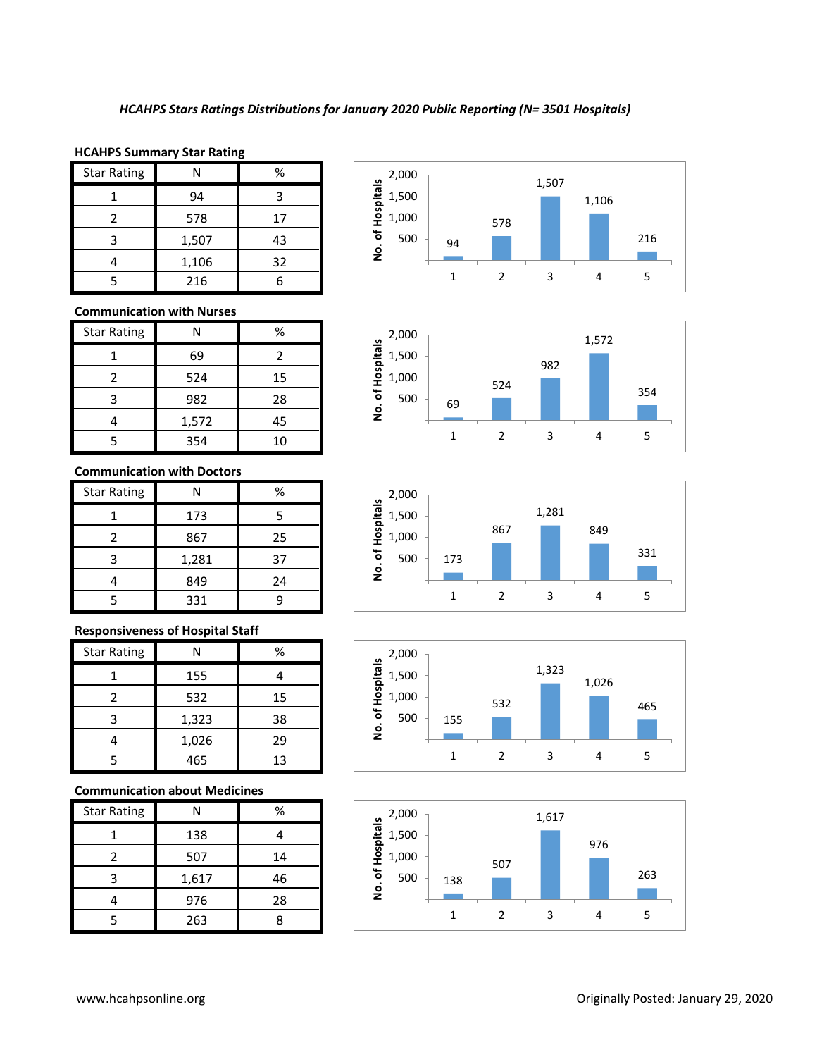*HCAHPS Stars Ratings Distributions for January 2020 Public Reporting (N= 3501 Hospitals)*

**HCAHPS Summary Star Rating**

| Star Rating | N | % |
|---|---|---|
| 1 | 94 | 3 |
| 2 | 578 | 17 |
| 3 | 1,507 | 43 |
| 4 | 1,106 | 32 |
| 5 | 216 | 6 |

**Communication with Nurses**

| Star Rating | N | % |
|---|---|---|
| 1 | 69 | 2 |
| 2 | 524 | 15 |
| 3 | 982 | 28 |
| 4 | 1,572 | 45 |
| 5 | 354 | 10 |

**Communication with Doctors**

| Star Rating | N | % |
|---|---|---|
| 1 | 173 | 5 |
| 2 | 867 | 25 |
| 3 | 1,281 | 37 |
| 4 | 849 | 24 |
| 5 | 331 | 9 |

**Responsiveness of Hospital Staff**

| Star Rating | N | % |
|---|---|---|
| 1 | 155 | 4 |
| 2 | 532 | 15 |
| 3 | 1,323 | 38 |
| 4 | 1,026 | 29 |
| 5 | 465 | 13 |

**Communication about Medicines**

| Star Rating | N | % |
|---|---|---|
| 1 | 138 | 4 |
| 2 | 507 | 14 |
| 3 | 1,617 | 46 |
| 4 | 976 | 28 |
| 5 | 263 | 8 |

www.hcahpsonline.org

Originally Posted: January 29, 2020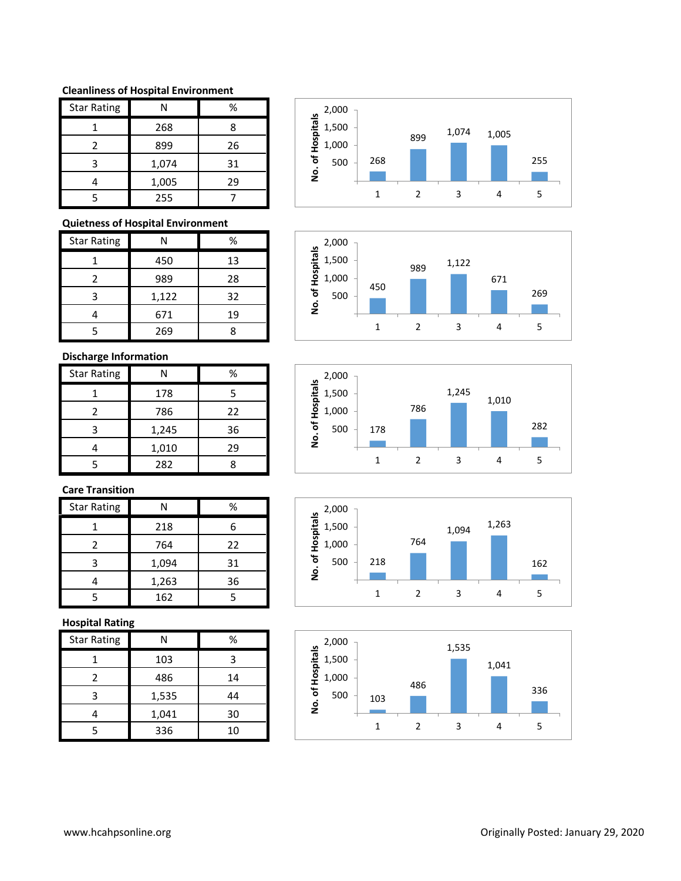### Cleanliness of Hospital Environment

| Star Rating | N | % |
|---|---|---|
| 1 | 268 | 8 |
| 2 | 899 | 26 |
| 3 | 1,074 | 31 |
| 4 | 1,005 | 29 |
| 5 | 255 | 7 |

### Quietness of Hospital Environment

| Star Rating | N | % |
|---|---|---|
| 1 | 450 | 13 |
| 2 | 989 | 28 |
| 3 | 1,122 | 32 |
| 4 | 671 | 19 |
| 5 | 269 | 8 |

### Discharge Information

| Star Rating | N | % |
|---|---|---|
| 1 | 178 | 5 |
| 2 | 786 | 22 |
| 3 | 1,245 | 36 |
| 4 | 1,010 | 29 |
| 5 | 282 | 8 |

### Care Transition

| Star Rating | N | % |
|---|---|---|
| 1 | 218 | 6 |
| 2 | 764 | 22 |
| 3 | 1,094 | 31 |
| 4 | 1,263 | 36 |
| 5 | 162 | 5 |

### Hospital Rating

| Star Rating | N | % |
|---|---|---|
| 1 | 103 | 3 |
| 2 | 486 | 14 |
| 3 | 1,535 | 44 |
| 4 | 1,041 | 30 |
| 5 | 336 | 10 |

www.hcahpsonline.org

Originally Posted: January 29, 2020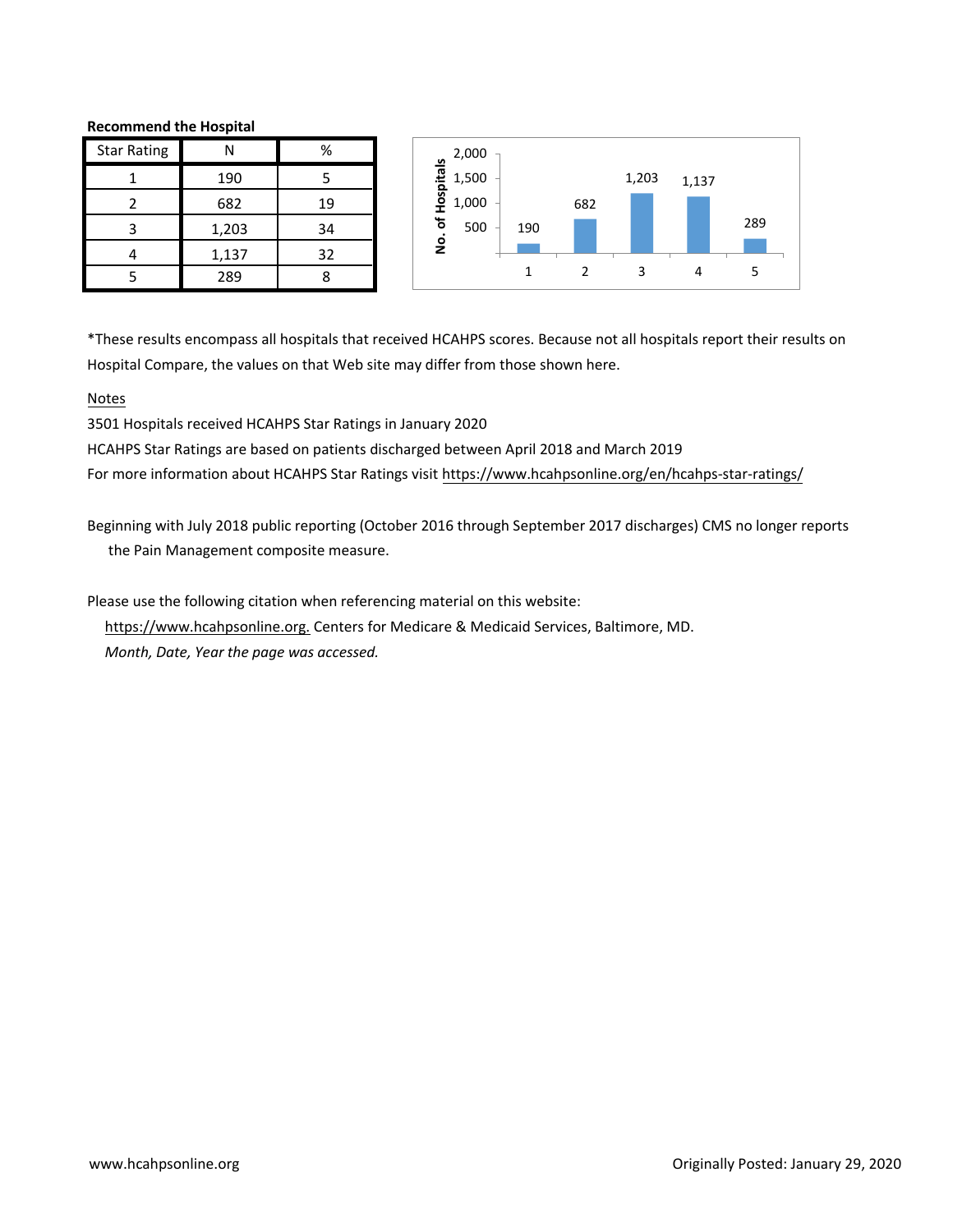**Recommend the Hospital**

| Star Rating | N | % |
|---|---|---|
| 1 | 190 | 5 |
| 2 | 682 | 19 |
| 3 | 1,203 | 34 |
| 4 | 1,137 | 32 |
| 5 | 289 | 8 |

No. of Hospitals
2,000
1,500
1,000
500
190
682
1,203
1,137
289
1 2 3 4 5

*These results encompass all hospitals that received HCAHPS scores. Because not all hospitals report their results on Hospital Compare, the values on that Web site may differ from those shown here.

Notes

3501 Hospitals received HCAHPS Star Ratings in January 2020

HCAHPS Star Ratings are based on patients discharged between April 2018 and March 2019

For more information about HCAHPS Star Ratings visit https://www.hcahpsonline.org/en/hcahps-star-ratings/

Beginning with July 2018 public reporting (October 2016 through September 2017 discharges) CMS no longer reports the Pain Management composite measure.

Please use the following citation when referencing material on this website:

https://www.hcahpsonline.org. Centers for Medicare & Medicaid Services, Baltimore, MD.
*Month, Date, Year the page was accessed.*

www.hcahpsonline.org

Originally Posted: January 29, 2020